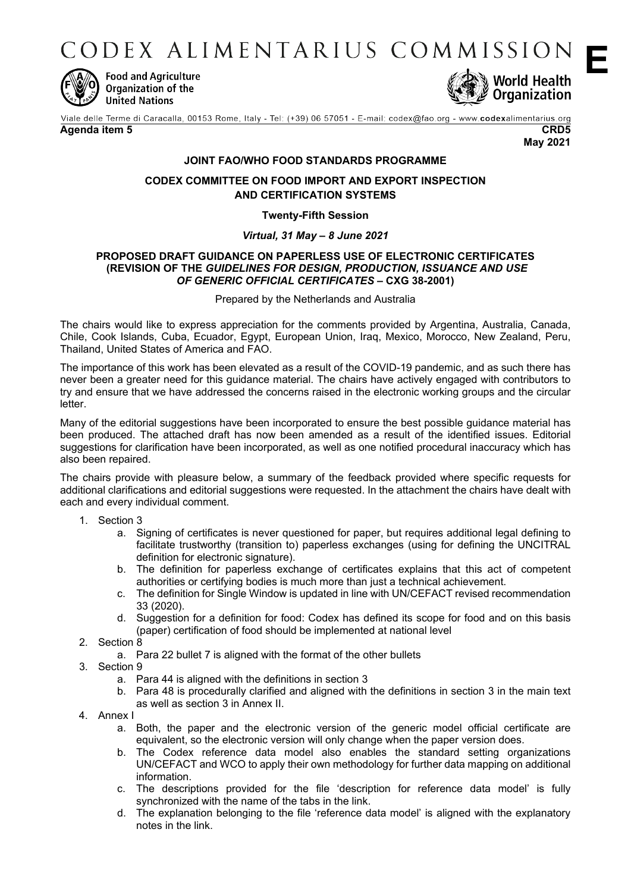# CODEX ALIMENTARIUS COMMISSION

**E**

Food and Agriculture Organization of the United Nations

World Health Organization

Viale delle Terme di Caracalla, 00153 Rome, Italy - Tel: (+39) 06 57051 - E-mail: codex@fao.org - www.codexalimentarius.org

**Agenda item 5** **CRD5**

**May 2021**

**JOINT FAO/WHO FOOD STANDARDS PROGRAMME**

**CODEX COMMITTEE ON FOOD IMPORT AND EXPORT INSPECTION AND CERTIFICATION SYSTEMS**

**Twenty-Fifth Session**

***Virtual, 31 May – 8 June 2021***

**PROPOSED DRAFT GUIDANCE ON PAPERLESS USE OF ELECTRONIC CERTIFICATES (REVISION OF THE *GUIDELINES FOR DESIGN, PRODUCTION, ISSUANCE AND USE OF GENERIC OFFICIAL CERTIFICATES* – CXG 38-2001)**

Prepared by the Netherlands and Australia

The chairs would like to express appreciation for the comments provided by Argentina, Australia, Canada, Chile, Cook Islands, Cuba, Ecuador, Egypt, European Union, Iraq, Mexico, Morocco, New Zealand, Peru, Thailand, United States of America and FAO.

The importance of this work has been elevated as a result of the COVID-19 pandemic, and as such there has never been a greater need for this guidance material. The chairs have actively engaged with contributors to try and ensure that we have addressed the concerns raised in the electronic working groups and the circular letter.

Many of the editorial suggestions have been incorporated to ensure the best possible guidance material has been produced. The attached draft has now been amended as a result of the identified issues. Editorial suggestions for clarification have been incorporated, as well as one notified procedural inaccuracy which has also been repaired.

The chairs provide with pleasure below, a summary of the feedback provided where specific requests for additional clarifications and editorial suggestions were requested. In the attachment the chairs have dealt with each and every individual comment.

1. Section 3
   a. Signing of certificates is never questioned for paper, but requires additional legal defining to facilitate trustworthy (transition to) paperless exchanges (using for defining the UNCITRAL definition for electronic signature).
   b. The definition for paperless exchange of certificates explains that this act of competent authorities or certifying bodies is much more than just a technical achievement.
   c. The definition for Single Window is updated in line with UN/CEFACT revised recommendation 33 (2020).
   d. Suggestion for a definition for food: Codex has defined its scope for food and on this basis (paper) certification of food should be implemented at national level
2. Section 8
   a. Para 22 bullet 7 is aligned with the format of the other bullets
3. Section 9
   a. Para 44 is aligned with the definitions in section 3
   b. Para 48 is procedurally clarified and aligned with the definitions in section 3 in the main text as well as section 3 in Annex II.
4. Annex I
   a. Both, the paper and the electronic version of the generic model official certificate are equivalent, so the electronic version will only change when the paper version does.
   b. The Codex reference data model also enables the standard setting organizations UN/CEFACT and WCO to apply their own methodology for further data mapping on additional information.
   c. The descriptions provided for the file 'description for reference data model' is fully synchronized with the name of the tabs in the link.
   d. The explanation belonging to the file 'reference data model' is aligned with the explanatory notes in the link.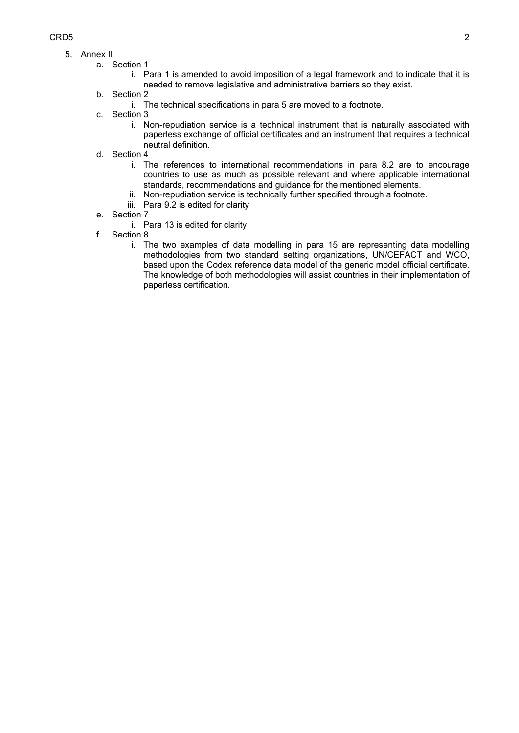5. Annex II
    a. Section 1
        i. Para 1 is amended to avoid imposition of a legal framework and to indicate that it is needed to remove legislative and administrative barriers so they exist.
    b. Section 2
        i. The technical specifications in para 5 are moved to a footnote.
    c. Section 3
        i. Non-repudiation service is a technical instrument that is naturally associated with paperless exchange of official certificates and an instrument that requires a technical neutral definition.
    d. Section 4
        i. The references to international recommendations in para 8.2 are to encourage countries to use as much as possible relevant and where applicable international standards, recommendations and guidance for the mentioned elements.
        ii. Non-repudiation service is technically further specified through a footnote.
        iii. Para 9.2 is edited for clarity
    e. Section 7
        i. Para 13 is edited for clarity
    f. Section 8
        i. The two examples of data modelling in para 15 are representing data modelling methodologies from two standard setting organizations, UN/CEFACT and WCO, based upon the Codex reference data model of the generic model official certificate. The knowledge of both methodologies will assist countries in their implementation of paperless certification.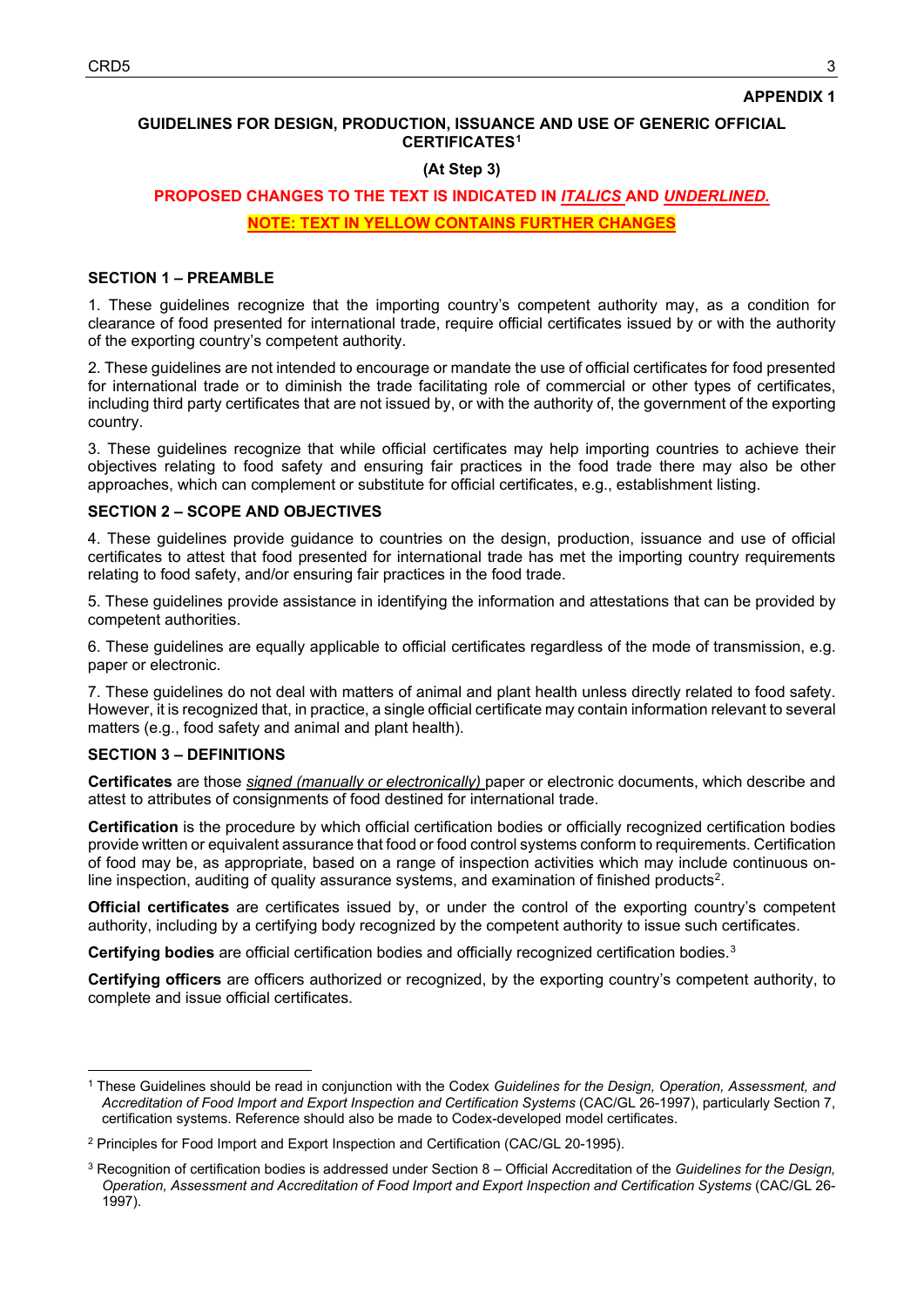**APPENDIX 1**

**GUIDELINES FOR DESIGN, PRODUCTION, ISSUANCE AND USE OF GENERIC OFFICIAL CERTIFICATES**[1]

**(At Step 3)**

**PROPOSED CHANGES TO THE TEXT IS INDICATED IN *ITALICS* AND *UNDERLINED.***

**NOTE: TEXT IN YELLOW CONTAINS FURTHER CHANGES**

**SECTION 1 – PREAMBLE**

1. These guidelines recognize that the importing country's competent authority may, as a condition for clearance of food presented for international trade, require official certificates issued by or with the authority of the exporting country's competent authority.

2. These guidelines are not intended to encourage or mandate the use of official certificates for food presented for international trade or to diminish the trade facilitating role of commercial or other types of certificates, including third party certificates that are not issued by, or with the authority of, the government of the exporting country.

3. These guidelines recognize that while official certificates may help importing countries to achieve their objectives relating to food safety and ensuring fair practices in the food trade there may also be other approaches, which can complement or substitute for official certificates, e.g., establishment listing.

**SECTION 2 – SCOPE AND OBJECTIVES**

4. These guidelines provide guidance to countries on the design, production, issuance and use of official certificates to attest that food presented for international trade has met the importing country requirements relating to food safety, and/or ensuring fair practices in the food trade.

5. These guidelines provide assistance in identifying the information and attestations that can be provided by competent authorities.

6. These guidelines are equally applicable to official certificates regardless of the mode of transmission, e.g. paper or electronic.

7. These guidelines do not deal with matters of animal and plant health unless directly related to food safety. However, it is recognized that, in practice, a single official certificate may contain information relevant to several matters (e.g., food safety and animal and plant health).

**SECTION 3 – DEFINITIONS**

**Certificates** are those *<u>signed (manually or electronically)</u>* paper or electronic documents, which describe and attest to attributes of consignments of food destined for international trade.

**Certification** is the procedure by which official certification bodies or officially recognized certification bodies provide written or equivalent assurance that food or food control systems conform to requirements. Certification of food may be, as appropriate, based on a range of inspection activities which may include continuous on-line inspection, auditing of quality assurance systems, and examination of finished products[2].

**Official certificates** are certificates issued by, or under the control of the exporting country's competent authority, including by a certifying body recognized by the competent authority to issue such certificates.

**Certifying bodies** are official certification bodies and officially recognized certification bodies.[3]

**Certifying officers** are officers authorized or recognized, by the exporting country's competent authority, to complete and issue official certificates.

---

[1] These Guidelines should be read in conjunction with the Codex *Guidelines for the Design, Operation, Assessment, and Accreditation of Food Import and Export Inspection and Certification Systems* (CAC/GL 26-1997), particularly Section 7, certification systems. Reference should also be made to Codex-developed model certificates.

[2] Principles for Food Import and Export Inspection and Certification (CAC/GL 20-1995).

[3] Recognition of certification bodies is addressed under Section 8 – Official Accreditation of the *Guidelines for the Design, Operation, Assessment and Accreditation of Food Import and Export Inspection and Certification Systems* (CAC/GL 26-1997).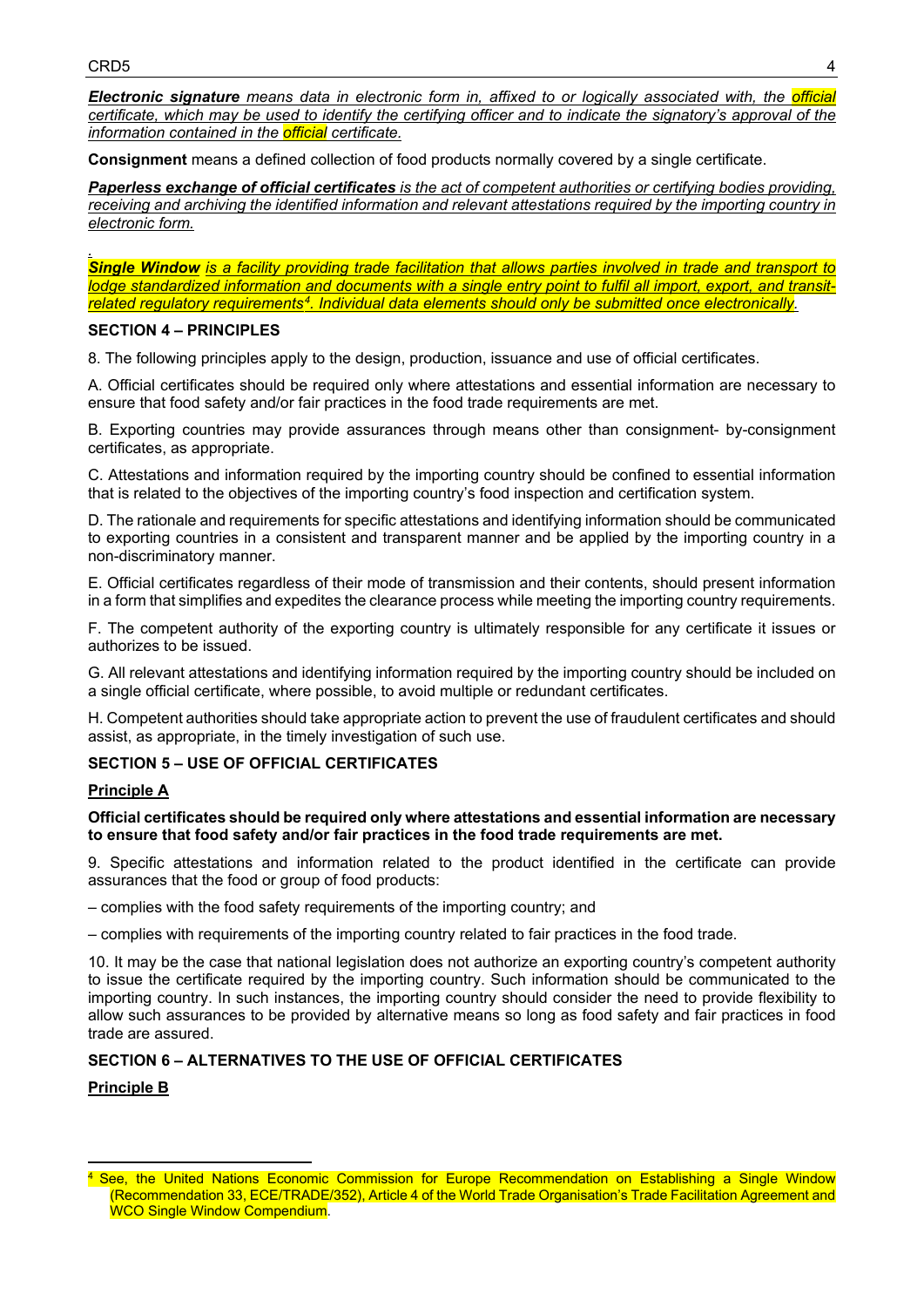***Electronic signature*** *means data in electronic form in, affixed to or logically associated with, the official certificate, which may be used to identify the certifying officer and to indicate the signatory's approval of the information contained in the official certificate.*

**Consignment** means a defined collection of food products normally covered by a single certificate.

***Paperless exchange of official certificates*** *is the act of competent authorities or certifying bodies providing, receiving and archiving the identified information and relevant attestations required by the importing country in electronic form.*

.

***Single Window*** *is a facility providing trade facilitation that allows parties involved in trade and transport to lodge standardized information and documents with a single entry point to fulfil all import, export, and transit-related regulatory requirements[4]. Individual data elements should only be submitted once electronically.*

## SECTION 4 – PRINCIPLES

8. The following principles apply to the design, production, issuance and use of official certificates.

A. Official certificates should be required only where attestations and essential information are necessary to ensure that food safety and/or fair practices in the food trade requirements are met.

B. Exporting countries may provide assurances through means other than consignment- by-consignment certificates, as appropriate.

C. Attestations and information required by the importing country should be confined to essential information that is related to the objectives of the importing country's food inspection and certification system.

D. The rationale and requirements for specific attestations and identifying information should be communicated to exporting countries in a consistent and transparent manner and be applied by the importing country in a non-discriminatory manner.

E. Official certificates regardless of their mode of transmission and their contents, should present information in a form that simplifies and expedites the clearance process while meeting the importing country requirements.

F. The competent authority of the exporting country is ultimately responsible for any certificate it issues or authorizes to be issued.

G. All relevant attestations and identifying information required by the importing country should be included on a single official certificate, where possible, to avoid multiple or redundant certificates.

H. Competent authorities should take appropriate action to prevent the use of fraudulent certificates and should assist, as appropriate, in the timely investigation of such use.

## SECTION 5 – USE OF OFFICIAL CERTIFICATES

### Principle A

**Official certificates should be required only where attestations and essential information are necessary to ensure that food safety and/or fair practices in the food trade requirements are met.**

9. Specific attestations and information related to the product identified in the certificate can provide assurances that the food or group of food products:

– complies with the food safety requirements of the importing country; and

– complies with requirements of the importing country related to fair practices in the food trade.

10. It may be the case that national legislation does not authorize an exporting country's competent authority to issue the certificate required by the importing country. Such information should be communicated to the importing country. In such instances, the importing country should consider the need to provide flexibility to allow such assurances to be provided by alternative means so long as food safety and fair practices in food trade are assured.

## SECTION 6 – ALTERNATIVES TO THE USE OF OFFICIAL CERTIFICATES

### Principle B

---

[4] See, the United Nations Economic Commission for Europe Recommendation on Establishing a Single Window (Recommendation 33, ECE/TRADE/352), Article 4 of the World Trade Organisation's Trade Facilitation Agreement and WCO Single Window Compendium.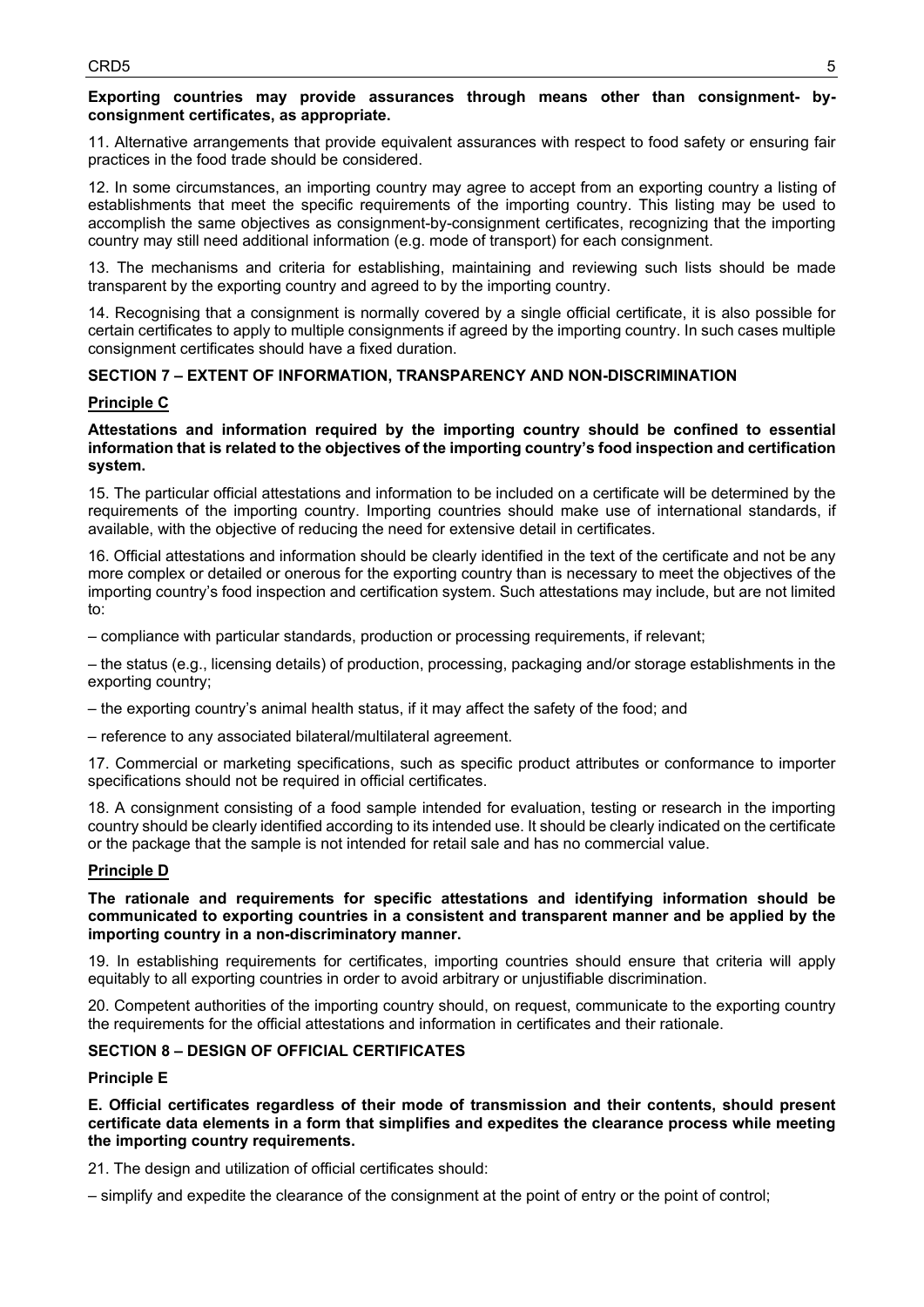**Exporting countries may provide assurances through means other than consignment- by-consignment certificates, as appropriate.**

11. Alternative arrangements that provide equivalent assurances with respect to food safety or ensuring fair practices in the food trade should be considered.

12. In some circumstances, an importing country may agree to accept from an exporting country a listing of establishments that meet the specific requirements of the importing country. This listing may be used to accomplish the same objectives as consignment-by-consignment certificates, recognizing that the importing country may still need additional information (e.g. mode of transport) for each consignment.

13. The mechanisms and criteria for establishing, maintaining and reviewing such lists should be made transparent by the exporting country and agreed to by the importing country.

14. Recognising that a consignment is normally covered by a single official certificate, it is also possible for certain certificates to apply to multiple consignments if agreed by the importing country. In such cases multiple consignment certificates should have a fixed duration.

## SECTION 7 – EXTENT OF INFORMATION, TRANSPARENCY AND NON-DISCRIMINATION

### Principle C

**Attestations and information required by the importing country should be confined to essential information that is related to the objectives of the importing country's food inspection and certification system.**

15. The particular official attestations and information to be included on a certificate will be determined by the requirements of the importing country. Importing countries should make use of international standards, if available, with the objective of reducing the need for extensive detail in certificates.

16. Official attestations and information should be clearly identified in the text of the certificate and not be any more complex or detailed or onerous for the exporting country than is necessary to meet the objectives of the importing country's food inspection and certification system. Such attestations may include, but are not limited to:

– compliance with particular standards, production or processing requirements, if relevant;

– the status (e.g., licensing details) of production, processing, packaging and/or storage establishments in the exporting country;

– the exporting country's animal health status, if it may affect the safety of the food; and

– reference to any associated bilateral/multilateral agreement.

17. Commercial or marketing specifications, such as specific product attributes or conformance to importer specifications should not be required in official certificates.

18. A consignment consisting of a food sample intended for evaluation, testing or research in the importing country should be clearly identified according to its intended use. It should be clearly indicated on the certificate or the package that the sample is not intended for retail sale and has no commercial value.

### Principle D

**The rationale and requirements for specific attestations and identifying information should be communicated to exporting countries in a consistent and transparent manner and be applied by the importing country in a non-discriminatory manner.**

19. In establishing requirements for certificates, importing countries should ensure that criteria will apply equitably to all exporting countries in order to avoid arbitrary or unjustifiable discrimination.

20. Competent authorities of the importing country should, on request, communicate to the exporting country the requirements for the official attestations and information in certificates and their rationale.

## SECTION 8 – DESIGN OF OFFICIAL CERTIFICATES

### Principle E

**E. Official certificates regardless of their mode of transmission and their contents, should present certificate data elements in a form that simplifies and expedites the clearance process while meeting the importing country requirements.**

21. The design and utilization of official certificates should:

– simplify and expedite the clearance of the consignment at the point of entry or the point of control;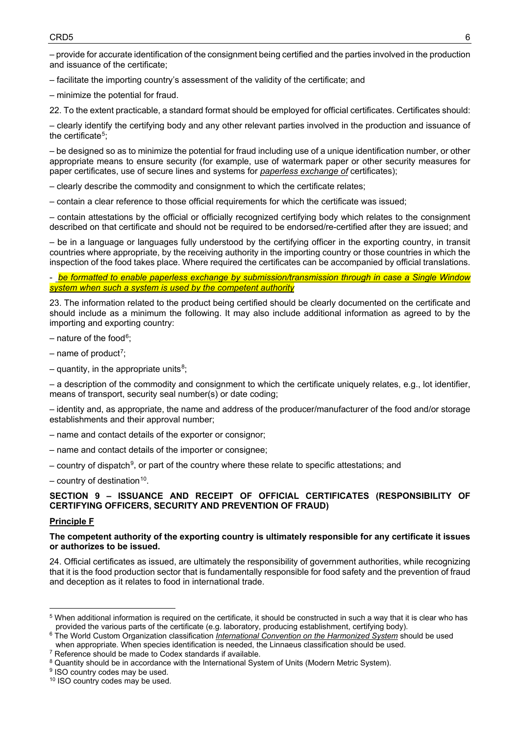– provide for accurate identification of the consignment being certified and the parties involved in the production and issuance of the certificate;

– facilitate the importing country's assessment of the validity of the certificate; and

– minimize the potential for fraud.

22. To the extent practicable, a standard format should be employed for official certificates. Certificates should:

– clearly identify the certifying body and any other relevant parties involved in the production and issuance of the certificate[5];

– be designed so as to minimize the potential for fraud including use of a unique identification number, or other appropriate means to ensure security (for example, use of watermark paper or other security measures for paper certificates, use of secure lines and systems for *paperless exchange of* certificates);

– clearly describe the commodity and consignment to which the certificate relates;

– contain a clear reference to those official requirements for which the certificate was issued;

– contain attestations by the official or officially recognized certifying body which relates to the consignment described on that certificate and should not be required to be endorsed/re-certified after they are issued; and

– be in a language or languages fully understood by the certifying officer in the exporting country, in transit countries where appropriate, by the receiving authority in the importing country or those countries in which the inspection of the food takes place. Where required the certificates can be accompanied by official translations.

- *be formatted to enable paperless exchange by submission/transmission through in case a Single Window system when such a system is used by the competent authority*

23. The information related to the product being certified should be clearly documented on the certificate and should include as a minimum the following. It may also include additional information as agreed to by the importing and exporting country:

– nature of the food[6];

– name of product[7];

– quantity, in the appropriate units[8];

– a description of the commodity and consignment to which the certificate uniquely relates, e.g., lot identifier, means of transport, security seal number(s) or date coding;

– identity and, as appropriate, the name and address of the producer/manufacturer of the food and/or storage establishments and their approval number;

– name and contact details of the exporter or consignor;

– name and contact details of the importer or consignee;

– country of dispatch[9], or part of the country where these relate to specific attestations; and

– country of destination[10].

## SECTION 9 – ISSUANCE AND RECEIPT OF OFFICIAL CERTIFICATES (RESPONSIBILITY OF CERTIFYING OFFICERS, SECURITY AND PREVENTION OF FRAUD)

**Principle F**

**The competent authority of the exporting country is ultimately responsible for any certificate it issues or authorizes to be issued.**

24. Official certificates as issued, are ultimately the responsibility of government authorities, while recognizing that it is the food production sector that is fundamentally responsible for food safety and the prevention of fraud and deception as it relates to food in international trade.

---

[5] When additional information is required on the certificate, it should be constructed in such a way that it is clear who has provided the various parts of the certificate (e.g. laboratory, producing establishment, certifying body).

[6] The World Custom Organization classification *International Convention on the Harmonized System* should be used when appropriate. When species identification is needed, the Linnaeus classification should be used.

[7] Reference should be made to Codex standards if available.

[8] Quantity should be in accordance with the International System of Units (Modern Metric System).

[9] ISO country codes may be used.

[10] ISO country codes may be used.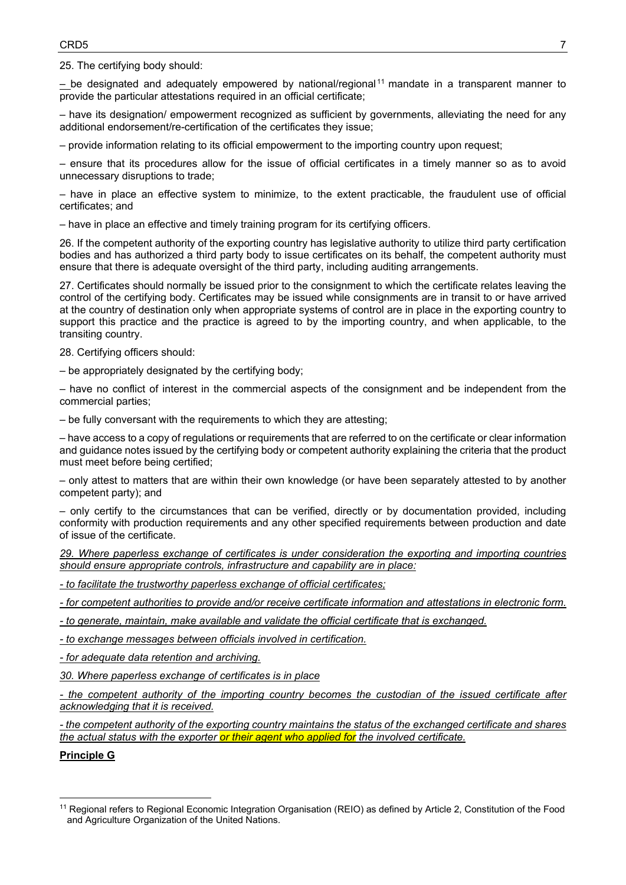25. The certifying body should:

– be designated and adequately empowered by national/regional[11] mandate in a transparent manner to provide the particular attestations required in an official certificate;

– have its designation/ empowerment recognized as sufficient by governments, alleviating the need for any additional endorsement/re-certification of the certificates they issue;

– provide information relating to its official empowerment to the importing country upon request;

– ensure that its procedures allow for the issue of official certificates in a timely manner so as to avoid unnecessary disruptions to trade;

– have in place an effective system to minimize, to the extent practicable, the fraudulent use of official certificates; and

– have in place an effective and timely training program for its certifying officers.

26. If the competent authority of the exporting country has legislative authority to utilize third party certification bodies and has authorized a third party body to issue certificates on its behalf, the competent authority must ensure that there is adequate oversight of the third party, including auditing arrangements.

27. Certificates should normally be issued prior to the consignment to which the certificate relates leaving the control of the certifying body. Certificates may be issued while consignments are in transit to or have arrived at the country of destination only when appropriate systems of control are in place in the exporting country to support this practice and the practice is agreed to by the importing country, and when applicable, to the transiting country.

28. Certifying officers should:

– be appropriately designated by the certifying body;

– have no conflict of interest in the commercial aspects of the consignment and be independent from the commercial parties;

– be fully conversant with the requirements to which they are attesting;

– have access to a copy of regulations or requirements that are referred to on the certificate or clear information and guidance notes issued by the certifying body or competent authority explaining the criteria that the product must meet before being certified;

– only attest to matters that are within their own knowledge (or have been separately attested to by another competent party); and

– only certify to the circumstances that can be verified, directly or by documentation provided, including conformity with production requirements and any other specified requirements between production and date of issue of the certificate.

*29. Where paperless exchange of certificates is under consideration the exporting and importing countries should ensure appropriate controls, infrastructure and capability are in place:*

*- to facilitate the trustworthy paperless exchange of official certificates;*

*- for competent authorities to provide and/or receive certificate information and attestations in electronic form.*

*- to generate, maintain, make available and validate the official certificate that is exchanged.*

*- to exchange messages between officials involved in certification.*

*- for adequate data retention and archiving.*

*30. Where paperless exchange of certificates is in place*

*- the competent authority of the importing country becomes the custodian of the issued certificate after acknowledging that it is received.*

*- the competent authority of the exporting country maintains the status of the exchanged certificate and shares the actual status with the exporter or their agent who applied for the involved certificate.*

**Principle G**

[11] Regional refers to Regional Economic Integration Organisation (REIO) as defined by Article 2, Constitution of the Food and Agriculture Organization of the United Nations.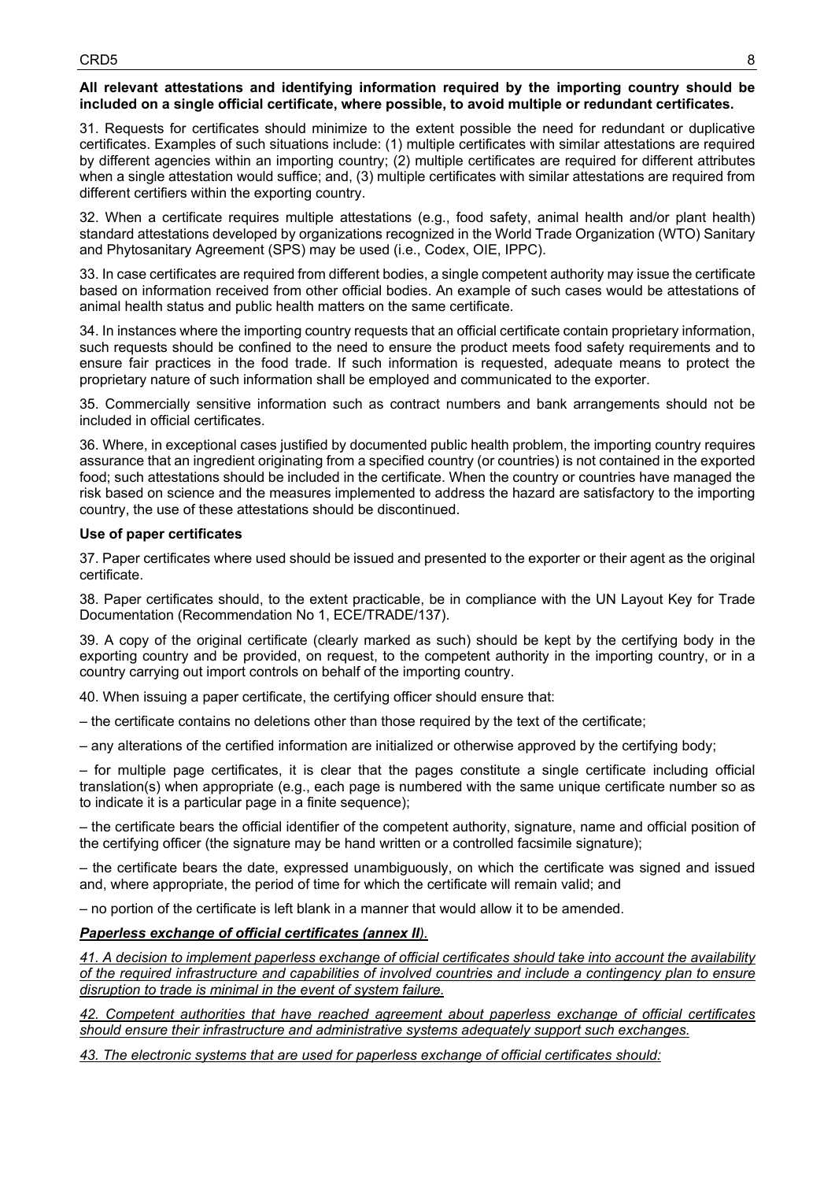**All relevant attestations and identifying information required by the importing country should be included on a single official certificate, where possible, to avoid multiple or redundant certificates.**

31. Requests for certificates should minimize to the extent possible the need for redundant or duplicative certificates. Examples of such situations include: (1) multiple certificates with similar attestations are required by different agencies within an importing country; (2) multiple certificates are required for different attributes when a single attestation would suffice; and, (3) multiple certificates with similar attestations are required from different certifiers within the exporting country.

32. When a certificate requires multiple attestations (e.g., food safety, animal health and/or plant health) standard attestations developed by organizations recognized in the World Trade Organization (WTO) Sanitary and Phytosanitary Agreement (SPS) may be used (i.e., Codex, OIE, IPPC).

33. In case certificates are required from different bodies, a single competent authority may issue the certificate based on information received from other official bodies. An example of such cases would be attestations of animal health status and public health matters on the same certificate.

34. In instances where the importing country requests that an official certificate contain proprietary information, such requests should be confined to the need to ensure the product meets food safety requirements and to ensure fair practices in the food trade. If such information is requested, adequate means to protect the proprietary nature of such information shall be employed and communicated to the exporter.

35. Commercially sensitive information such as contract numbers and bank arrangements should not be included in official certificates.

36. Where, in exceptional cases justified by documented public health problem, the importing country requires assurance that an ingredient originating from a specified country (or countries) is not contained in the exported food; such attestations should be included in the certificate. When the country or countries have managed the risk based on science and the measures implemented to address the hazard are satisfactory to the importing country, the use of these attestations should be discontinued.

**Use of paper certificates**

37. Paper certificates where used should be issued and presented to the exporter or their agent as the original certificate.

38. Paper certificates should, to the extent practicable, be in compliance with the UN Layout Key for Trade Documentation (Recommendation No 1, ECE/TRADE/137).

39. A copy of the original certificate (clearly marked as such) should be kept by the certifying body in the exporting country and be provided, on request, to the competent authority in the importing country, or in a country carrying out import controls on behalf of the importing country.

40. When issuing a paper certificate, the certifying officer should ensure that:

– the certificate contains no deletions other than those required by the text of the certificate;

– any alterations of the certified information are initialized or otherwise approved by the certifying body;

– for multiple page certificates, it is clear that the pages constitute a single certificate including official translation(s) when appropriate (e.g., each page is numbered with the same unique certificate number so as to indicate it is a particular page in a finite sequence);

– the certificate bears the official identifier of the competent authority, signature, name and official position of the certifying officer (the signature may be hand written or a controlled facsimile signature);

– the certificate bears the date, expressed unambiguously, on which the certificate was signed and issued and, where appropriate, the period of time for which the certificate will remain valid; and

– no portion of the certificate is left blank in a manner that would allow it to be amended.

***Paperless exchange of official certificates (annex II).***

*41. A decision to implement paperless exchange of official certificates should take into account the availability of the required infrastructure and capabilities of involved countries and include a contingency plan to ensure disruption to trade is minimal in the event of system failure.*

*42. Competent authorities that have reached agreement about paperless exchange of official certificates should ensure their infrastructure and administrative systems adequately support such exchanges.*

*43. The electronic systems that are used for paperless exchange of official certificates should:*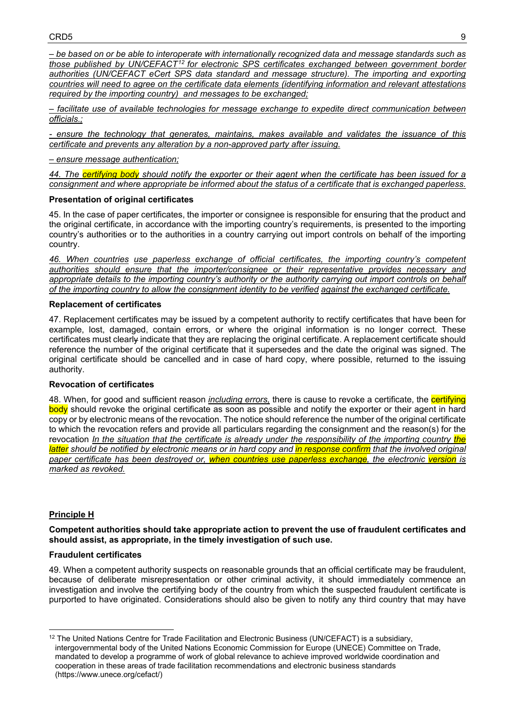*– be based on or be able to interoperate with internationally recognized data and message standards such as those published by UN/CEFACT[12] for electronic SPS certificates exchanged between government border authorities (UN/CEFACT eCert SPS data standard and message structure). The importing and exporting countries will need to agree on the certificate data elements (identifying information and relevant attestations required by the importing country) and messages to be exchanged;*

*– facilitate use of available technologies for message exchange to expedite direct communication between officials.;*

*- ensure the technology that generates, maintains, makes available and validates the issuance of this certificate and prevents any alteration by a non-approved party after issuing.*

*– ensure message authentication;*

*44. The certifying body should notify the exporter or their agent when the certificate has been issued for a consignment and where appropriate be informed about the status of a certificate that is exchanged paperless.*

**Presentation of original certificates**

45. In the case of paper certificates, the importer or consignee is responsible for ensuring that the product and the original certificate, in accordance with the importing country's requirements, is presented to the importing country's authorities or to the authorities in a country carrying out import controls on behalf of the importing country.

*46. When countries use paperless exchange of official certificates, the importing country's competent authorities should ensure that the importer/consignee or their representative provides necessary and appropriate details to the importing country's authority or the authority carrying out import controls on behalf of the importing country to allow the consignment identity to be verified against the exchanged certificate.*

**Replacement of certificates**

47. Replacement certificates may be issued by a competent authority to rectify certificates that have been for example, lost, damaged, contain errors, or where the original information is no longer correct. These certificates must clearly indicate that they are replacing the original certificate. A replacement certificate should reference the number of the original certificate that it supersedes and the date the original was signed. The original certificate should be cancelled and in case of hard copy, where possible, returned to the issuing authority.

**Revocation of certificates**

48. When, for good and sufficient reason *including errors,* there is cause to revoke a certificate, the certifying body should revoke the original certificate as soon as possible and notify the exporter or their agent in hard copy or by electronic means of the revocation. The notice should reference the number of the original certificate to which the revocation refers and provide all particulars regarding the consignment and the reason(s) for the revocation *In the situation that the certificate is already under the responsibility of the importing country the latter should be notified by electronic means or in hard copy and in response confirm that the involved original paper certificate has been destroyed or, when countries use paperless exchange, the electronic version is marked as revoked.*

## Principle H

**Competent authorities should take appropriate action to prevent the use of fraudulent certificates and should assist, as appropriate, in the timely investigation of such use.**

**Fraudulent certificates**

49. When a competent authority suspects on reasonable grounds that an official certificate may be fraudulent, because of deliberate misrepresentation or other criminal activity, it should immediately commence an investigation and involve the certifying body of the country from which the suspected fraudulent certificate is purported to have originated. Considerations should also be given to notify any third country that may have

[12] The United Nations Centre for Trade Facilitation and Electronic Business (UN/CEFACT) is a subsidiary, intergovernmental body of the United Nations Economic Commission for Europe (UNECE) Committee on Trade, mandated to develop a programme of work of global relevance to achieve improved worldwide coordination and cooperation in these areas of trade facilitation recommendations and electronic business standards (https://www.unece.org/cefact/)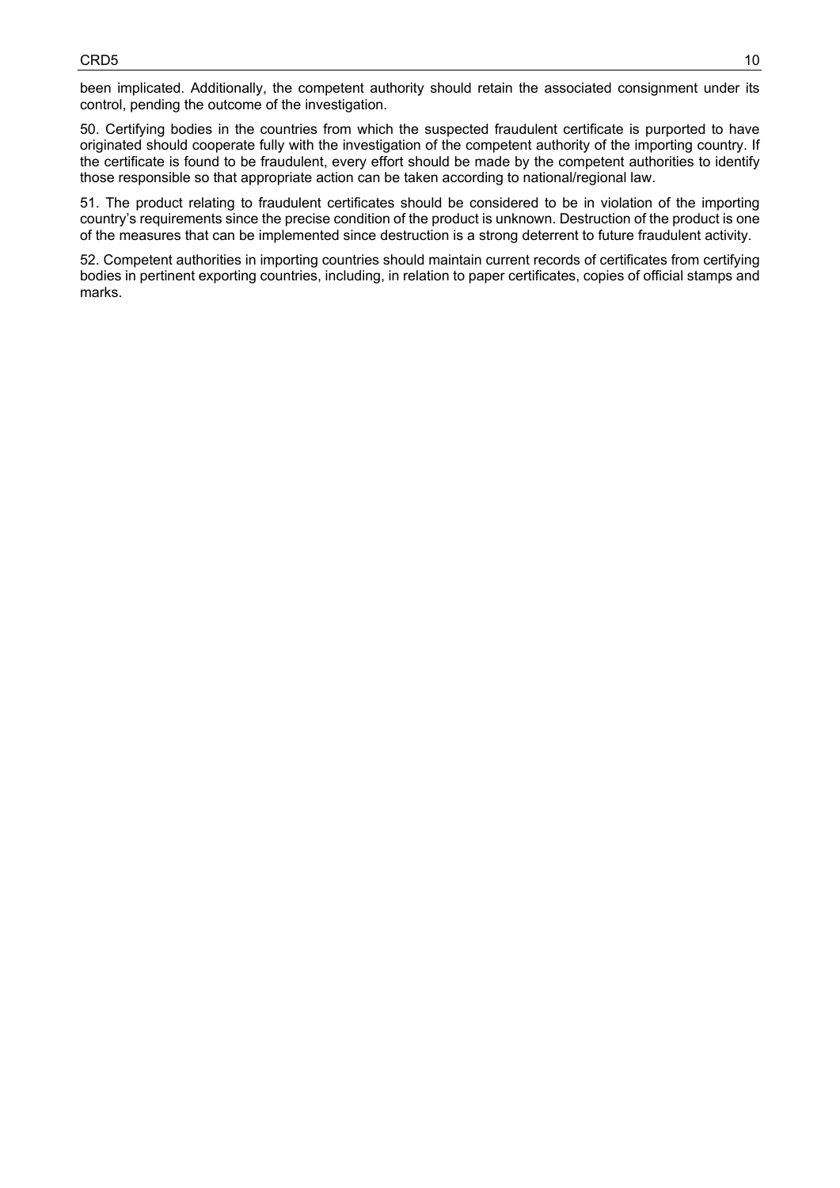been implicated. Additionally, the competent authority should retain the associated consignment under its control, pending the outcome of the investigation.

50. Certifying bodies in the countries from which the suspected fraudulent certificate is purported to have originated should cooperate fully with the investigation of the competent authority of the importing country. If the certificate is found to be fraudulent, every effort should be made by the competent authorities to identify those responsible so that appropriate action can be taken according to national/regional law.

51. The product relating to fraudulent certificates should be considered to be in violation of the importing country's requirements since the precise condition of the product is unknown. Destruction of the product is one of the measures that can be implemented since destruction is a strong deterrent to future fraudulent activity.

52. Competent authorities in importing countries should maintain current records of certificates from certifying bodies in pertinent exporting countries, including, in relation to paper certificates, copies of official stamps and marks.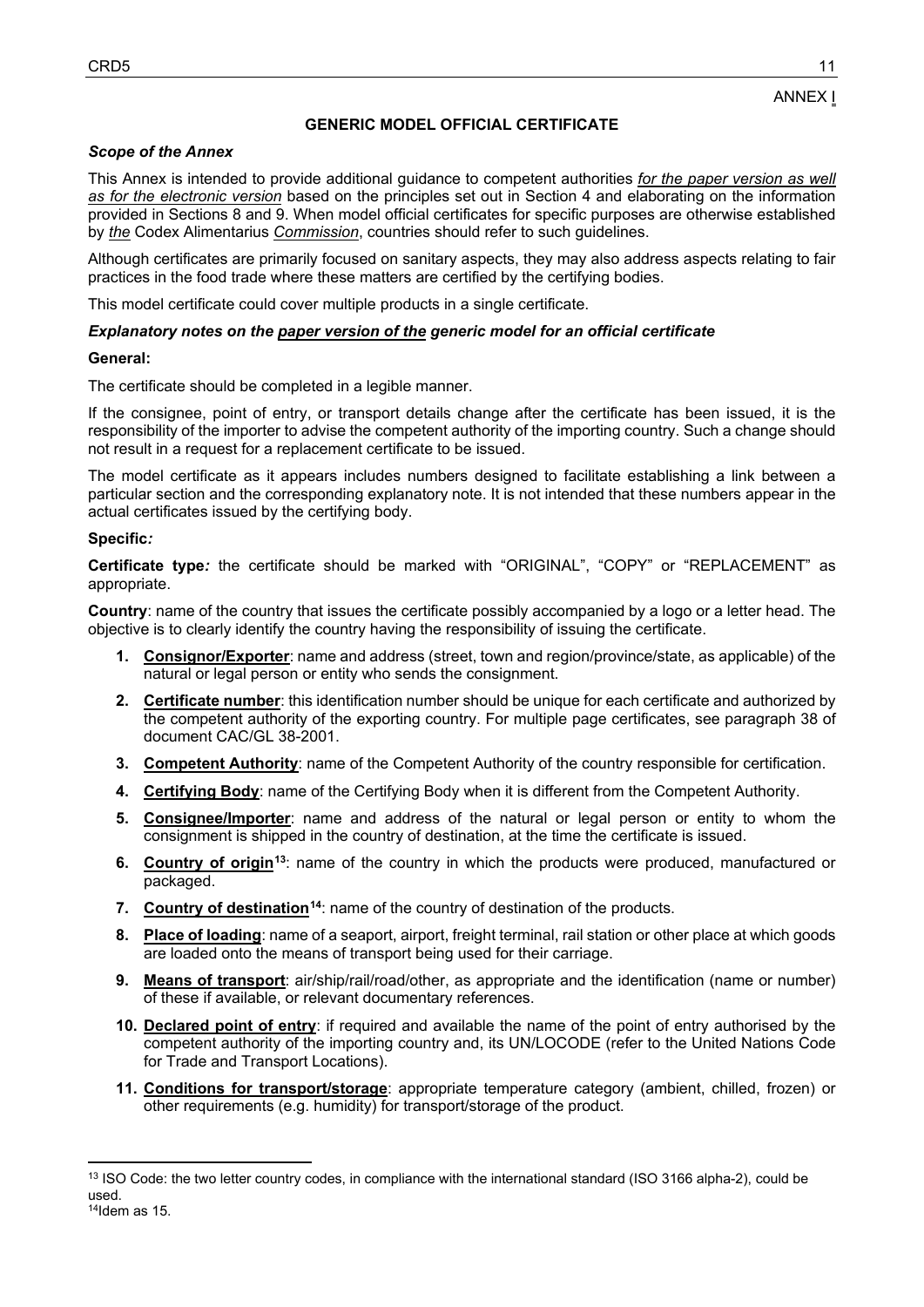ANNEX I

## GENERIC MODEL OFFICIAL CERTIFICATE

### *Scope of the Annex*

This Annex is intended to provide additional guidance to competent authorities *for the paper version as well as for the electronic version* based on the principles set out in Section 4 and elaborating on the information provided in Sections 8 and 9. When model official certificates for specific purposes are otherwise established by *the* Codex Alimentarius *Commission*, countries should refer to such guidelines.

Although certificates are primarily focused on sanitary aspects, they may also address aspects relating to fair practices in the food trade where these matters are certified by the certifying bodies.

This model certificate could cover multiple products in a single certificate.

### *Explanatory notes on the paper version of the generic model for an official certificate*

**General:**

The certificate should be completed in a legible manner.

If the consignee, point of entry, or transport details change after the certificate has been issued, it is the responsibility of the importer to advise the competent authority of the importing country. Such a change should not result in a request for a replacement certificate to be issued.

The model certificate as it appears includes numbers designed to facilitate establishing a link between a particular section and the corresponding explanatory note. It is not intended that these numbers appear in the actual certificates issued by the certifying body.

**Specific:**

**Certificate type:** the certificate should be marked with "ORIGINAL", "COPY" or "REPLACEMENT" as appropriate.

**Country**: name of the country that issues the certificate possibly accompanied by a logo or a letter head. The objective is to clearly identify the country having the responsibility of issuing the certificate.

1. **Consignor/Exporter**: name and address (street, town and region/province/state, as applicable) of the natural or legal person or entity who sends the consignment.
2. **Certificate number**: this identification number should be unique for each certificate and authorized by the competent authority of the exporting country. For multiple page certificates, see paragraph 38 of document CAC/GL 38-2001.
3. **Competent Authority**: name of the Competent Authority of the country responsible for certification.
4. **Certifying Body**: name of the Certifying Body when it is different from the Competent Authority.
5. **Consignee/Importer**: name and address of the natural or legal person or entity to whom the consignment is shipped in the country of destination, at the time the certificate is issued.
6. **Country of origin**[13]: name of the country in which the products were produced, manufactured or packaged.
7. **Country of destination**[14]: name of the country of destination of the products.
8. **Place of loading**: name of a seaport, airport, freight terminal, rail station or other place at which goods are loaded onto the means of transport being used for their carriage.
9. **Means of transport**: air/ship/rail/road/other, as appropriate and the identification (name or number) of these if available, or relevant documentary references.
10. **Declared point of entry**: if required and available the name of the point of entry authorised by the competent authority of the importing country and, its UN/LOCODE (refer to the United Nations Code for Trade and Transport Locations).
11. **Conditions for transport/storage**: appropriate temperature category (ambient, chilled, frozen) or other requirements (e.g. humidity) for transport/storage of the product.

---

[13] ISO Code: the two letter country codes, in compliance with the international standard (ISO 3166 alpha-2), could be used.

[14] Idem as 15.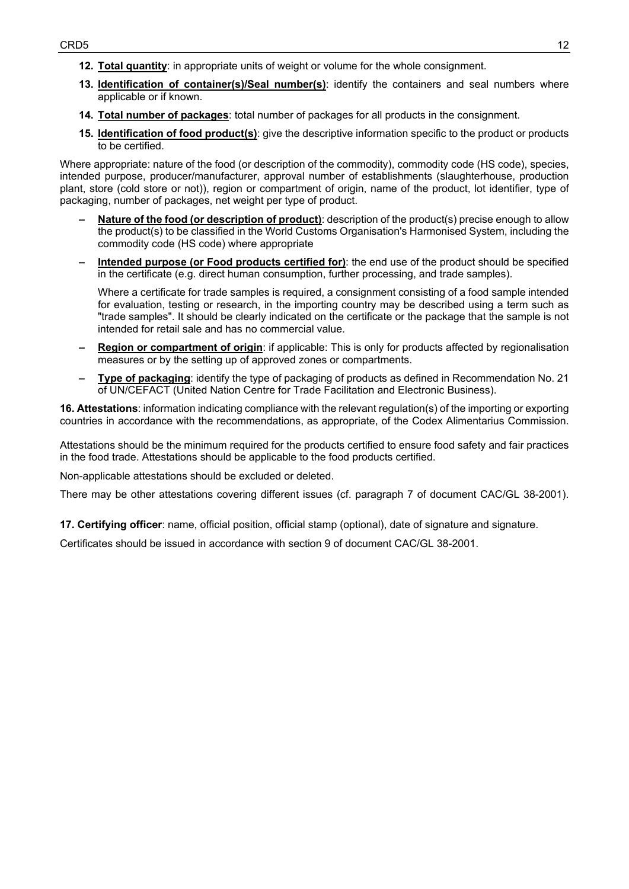12. **Total quantity**: in appropriate units of weight or volume for the whole consignment.

13. **Identification of container(s)/Seal number(s)**: identify the containers and seal numbers where applicable or if known.

14. **Total number of packages**: total number of packages for all products in the consignment.

15. **Identification of food product(s)**: give the descriptive information specific to the product or products to be certified.

Where appropriate: nature of the food (or description of the commodity), commodity code (HS code), species, intended purpose, producer/manufacturer, approval number of establishments (slaughterhouse, production plant, store (cold store or not)), region or compartment of origin, name of the product, lot identifier, type of packaging, number of packages, net weight per type of product.

- **Nature of the food (or description of product)**: description of the product(s) precise enough to allow the product(s) to be classified in the World Customs Organisation's Harmonised System, including the commodity code (HS code) where appropriate
- **Intended purpose (or Food products certified for)**: the end use of the product should be specified in the certificate (e.g. direct human consumption, further processing, and trade samples).

  Where a certificate for trade samples is required, a consignment consisting of a food sample intended for evaluation, testing or research, in the importing country may be described using a term such as "trade samples". It should be clearly indicated on the certificate or the package that the sample is not intended for retail sale and has no commercial value.
- **Region or compartment of origin**: if applicable: This is only for products affected by regionalisation measures or by the setting up of approved zones or compartments.
- **Type of packaging**: identify the type of packaging of products as defined in Recommendation No. 21 of UN/CEFACT (United Nation Centre for Trade Facilitation and Electronic Business).

**16. Attestations**: information indicating compliance with the relevant regulation(s) of the importing or exporting countries in accordance with the recommendations, as appropriate, of the Codex Alimentarius Commission.

Attestations should be the minimum required for the products certified to ensure food safety and fair practices in the food trade. Attestations should be applicable to the food products certified.

Non-applicable attestations should be excluded or deleted.

There may be other attestations covering different issues (cf. paragraph 7 of document CAC/GL 38-2001).

**17. Certifying officer**: name, official position, official stamp (optional), date of signature and signature.

Certificates should be issued in accordance with section 9 of document CAC/GL 38-2001.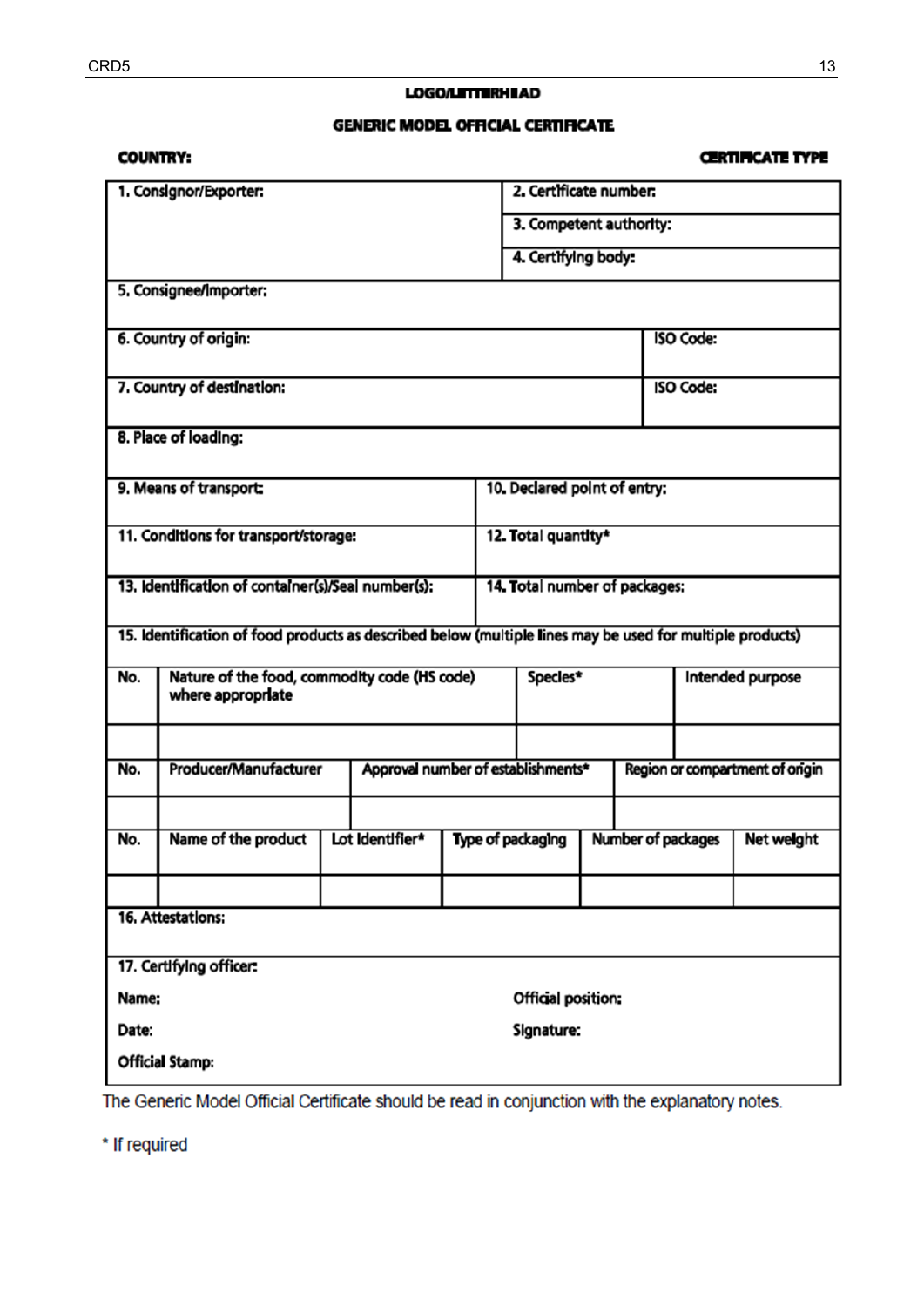**LOGO/LETTERHEAD**

## GENERIC MODEL OFFICIAL CERTIFICATE

**COUNTRY:** **CERTIFICATE TYPE**

| 1. Consignor/Exporter: | 2. Certificate number: |
|---|---|
| | 3. Competent authority: |
| | 4. Certifying body: |

| 5. Consignee/Importer: | |
|---|---|
| 6. Country of origin: | ISO Code: |
| 7. Country of destination: | ISO Code: |
| 8. Place of loading: | |

| 9. Means of transport: | 10. Declared point of entry: |
|---|---|
| 11. Conditions for transport/storage: | 12. Total quantity* |
| 13. Identification of container(s)/Seal number(s): | 14. Total number of packages: |

15. Identification of food products as described below (multiple lines may be used for multiple products)

| No. | Nature of the food, commodity code (HS code) where appropriate | Species* | Intended purpose |
|---|---|---|---|
| | | | |

| No. | Producer/Manufacturer | Approval number of establishments* | Region or compartment of origin |
|---|---|---|---|
| | | | |

| No. | Name of the product | Lot Identifier* | Type of packaging | Number of packages | Net weight |
|---|---|---|---|---|---|
| | | | | | |

16. Attestations:

17. Certifying officer:

Name: Official position:

Date: Signature:

Official Stamp:

The Generic Model Official Certificate should be read in conjunction with the explanatory notes.

\* If required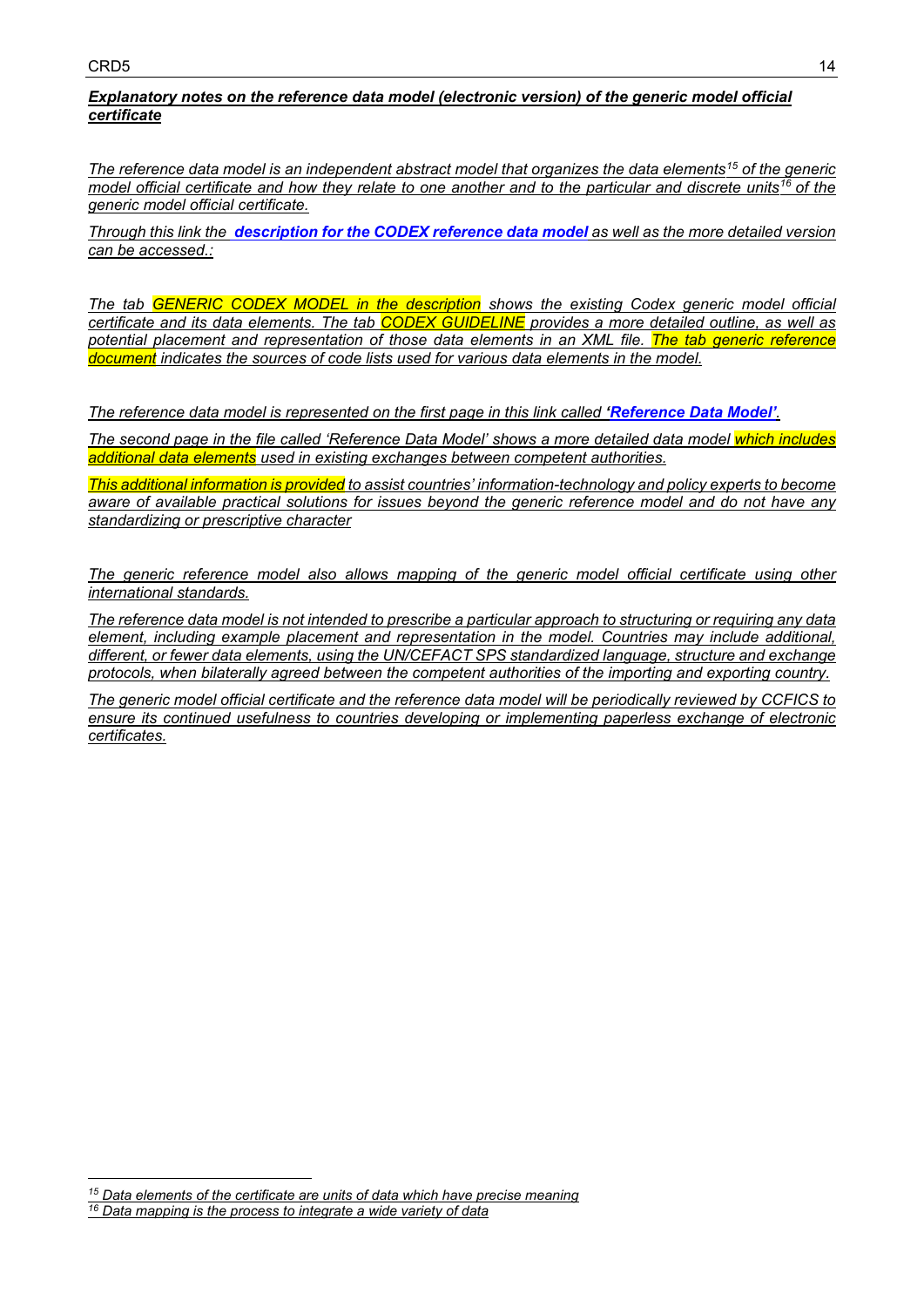***Explanatory notes on the reference data model (electronic version) of the generic model official certificate***

*The reference data model is an independent abstract model that organizes the data elements[15] of the generic model official certificate and how they relate to one another and to the particular and discrete units[16] of the generic model official certificate.*

*Through this link the* ***description for the CODEX reference data model*** *as well as the more detailed version can be accessed.:*

*The tab GENERIC CODEX MODEL in the description shows the existing Codex generic model official certificate and its data elements. The tab CODEX GUIDELINE provides a more detailed outline, as well as potential placement and representation of those data elements in an XML file. The tab generic reference document indicates the sources of code lists used for various data elements in the model.*

*The reference data model is represented on the first page in this link called* ***'Reference Data Model'****.*

*The second page in the file called 'Reference Data Model' shows a more detailed data model which includes additional data elements used in existing exchanges between competent authorities.*

*This additional information is provided to assist countries' information-technology and policy experts to become aware of available practical solutions for issues beyond the generic reference model and do not have any standardizing or prescriptive character*

*The generic reference model also allows mapping of the generic model official certificate using other international standards.*

*The reference data model is not intended to prescribe a particular approach to structuring or requiring any data element, including example placement and representation in the model. Countries may include additional, different, or fewer data elements, using the UN/CEFACT SPS standardized language, structure and exchange protocols, when bilaterally agreed between the competent authorities of the importing and exporting country.*

*The generic model official certificate and the reference data model will be periodically reviewed by CCFICS to ensure its continued usefulness to countries developing or implementing paperless exchange of electronic certificates.*

---

*[15] Data elements of the certificate are units of data which have precise meaning*

*[16] Data mapping is the process to integrate a wide variety of data*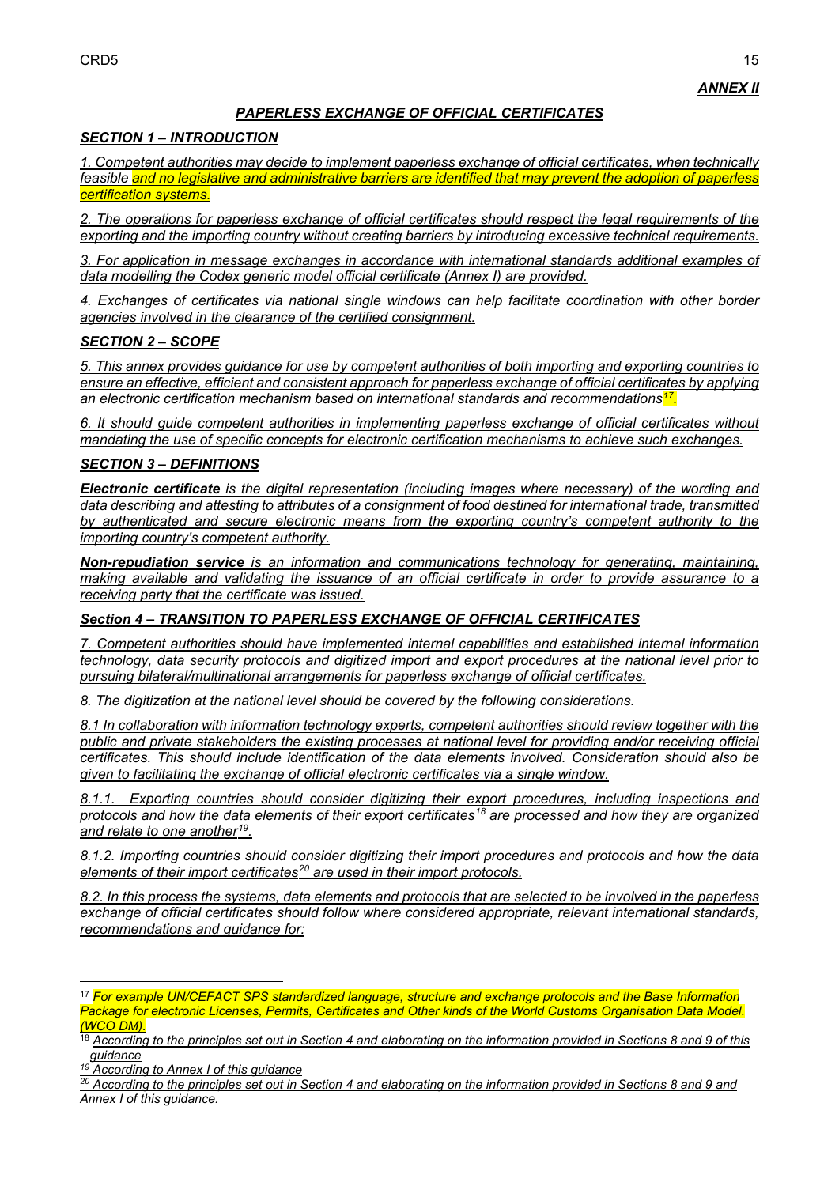***ANNEX II***

## ***PAPERLESS EXCHANGE OF OFFICIAL CERTIFICATES***

### ***SECTION 1 – INTRODUCTION***

*1. Competent authorities may decide to implement paperless exchange of official certificates, when technically feasible and no legislative and administrative barriers are identified that may prevent the adoption of paperless certification systems.*

*2. The operations for paperless exchange of official certificates should respect the legal requirements of the exporting and the importing country without creating barriers by introducing excessive technical requirements.*

*3. For application in message exchanges in accordance with international standards additional examples of data modelling the Codex generic model official certificate (Annex I) are provided.*

*4. Exchanges of certificates via national single windows can help facilitate coordination with other border agencies involved in the clearance of the certified consignment.*

### ***SECTION 2 – SCOPE***

*5. This annex provides guidance for use by competent authorities of both importing and exporting countries to ensure an effective, efficient and consistent approach for paperless exchange of official certificates by applying an electronic certification mechanism based on international standards and recommendations*[17]*.*

*6. It should guide competent authorities in implementing paperless exchange of official certificates without mandating the use of specific concepts for electronic certification mechanisms to achieve such exchanges.*

### ***SECTION 3 – DEFINITIONS***

***Electronic certificate*** *is the digital representation (including images where necessary) of the wording and data describing and attesting to attributes of a consignment of food destined for international trade, transmitted by authenticated and secure electronic means from the exporting country's competent authority to the importing country's competent authority.*

***Non-repudiation service*** *is an information and communications technology for generating, maintaining, making available and validating the issuance of an official certificate in order to provide assurance to a receiving party that the certificate was issued.*

### ***Section 4 – TRANSITION TO PAPERLESS EXCHANGE OF OFFICIAL CERTIFICATES***

*7. Competent authorities should have implemented internal capabilities and established internal information technology, data security protocols and digitized import and export procedures at the national level prior to pursuing bilateral/multinational arrangements for paperless exchange of official certificates.*

*8. The digitization at the national level should be covered by the following considerations.*

*8.1 In collaboration with information technology experts, competent authorities should review together with the public and private stakeholders the existing processes at national level for providing and/or receiving official certificates. This should include identification of the data elements involved. Consideration should also be given to facilitating the exchange of official electronic certificates via a single window.*

*8.1.1. Exporting countries should consider digitizing their export procedures, including inspections and protocols and how the data elements of their export certificates*[18] *are processed and how they are organized and relate to one another*[19]*.*

*8.1.2. Importing countries should consider digitizing their import procedures and protocols and how the data elements of their import certificates*[20] *are used in their import protocols.*

*8.2. In this process the systems, data elements and protocols that are selected to be involved in the paperless exchange of official certificates should follow where considered appropriate, relevant international standards, recommendations and guidance for:*

---

[17] *For example UN/CEFACT SPS standardized language, structure and exchange protocols and the Base Information Package for electronic Licenses, Permits, Certificates and Other kinds of the World Customs Organisation Data Model. (WCO DM).*

[18] *According to the principles set out in Section 4 and elaborating on the information provided in Sections 8 and 9 of this guidance*

[19] *According to Annex I of this guidance*

[20] *According to the principles set out in Section 4 and elaborating on the information provided in Sections 8 and 9 and Annex I of this guidance.*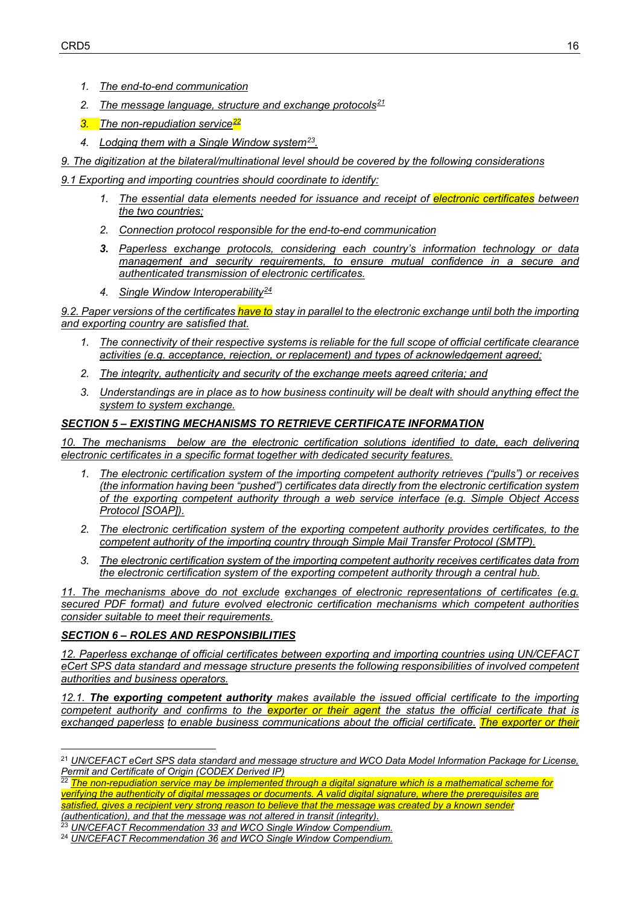1. *The end-to-end communication*
2. *The message language, structure and exchange protocols*[21]
3. *The non-repudiation service*[22]
4. *Lodging them with a Single Window system*[23].

*9. The digitization at the bilateral/multinational level should be covered by the following considerations*

*9.1 Exporting and importing countries should coordinate to identify:*

1. *The essential data elements needed for issuance and receipt of electronic certificates between the two countries;*
2. *Connection protocol responsible for the end-to-end communication*
3. *Paperless exchange protocols, considering each country's information technology or data management and security requirements, to ensure mutual confidence in a secure and authenticated transmission of electronic certificates.*
4. *Single Window Interoperability*[24]

*9.2. Paper versions of the certificates have to stay in parallel to the electronic exchange until both the importing and exporting country are satisfied that.*

1. *The connectivity of their respective systems is reliable for the full scope of official certificate clearance activities (e.g. acceptance, rejection, or replacement) and types of acknowledgement agreed;*
2. *The integrity, authenticity and security of the exchange meets agreed criteria; and*
3. *Understandings are in place as to how business continuity will be dealt with should anything effect the system to system exchange.*

***SECTION 5 – EXISTING MECHANISMS TO RETRIEVE CERTIFICATE INFORMATION***

*10. The mechanisms below are the electronic certification solutions identified to date, each delivering electronic certificates in a specific format together with dedicated security features.*

1. *The electronic certification system of the importing competent authority retrieves ("pulls") or receives (the information having been "pushed") certificates data directly from the electronic certification system of the exporting competent authority through a web service interface (e.g. Simple Object Access Protocol [SOAP]).*
2. *The electronic certification system of the exporting competent authority provides certificates, to the competent authority of the importing country through Simple Mail Transfer Protocol (SMTP).*
3. *The electronic certification system of the importing competent authority receives certificates data from the electronic certification system of the exporting competent authority through a central hub.*

*11. The mechanisms above do not exclude exchanges of electronic representations of certificates (e.g. secured PDF format) and future evolved electronic certification mechanisms which competent authorities consider suitable to meet their requirements.*

***SECTION 6 – ROLES AND RESPONSIBILITIES***

*12. Paperless exchange of official certificates between exporting and importing countries using UN/CEFACT eCert SPS data standard and message structure presents the following responsibilities of involved competent authorities and business operators.*

*12.1. **The exporting competent authority** makes available the issued official certificate to the importing competent authority and confirms to the exporter or their agent the status the official certificate that is exchanged paperless to enable business communications about the official certificate. The exporter or their*

---

[21] *UN/CEFACT eCert SPS data standard and message structure and WCO Data Model Information Package for License, Permit and Certificate of Origin (CODEX Derived IP)*

[22] *The non-repudiation service may be implemented through a digital signature which is a mathematical scheme for verifying the authenticity of digital messages or documents. A valid digital signature, where the prerequisites are satisfied, gives a recipient very strong reason to believe that the message was created by a known sender (authentication), and that the message was not altered in transit (integrity).*

[23] *UN/CEFACT Recommendation 33 and WCO Single Window Compendium.*

[24] *UN/CEFACT Recommendation 36 and WCO Single Window Compendium.*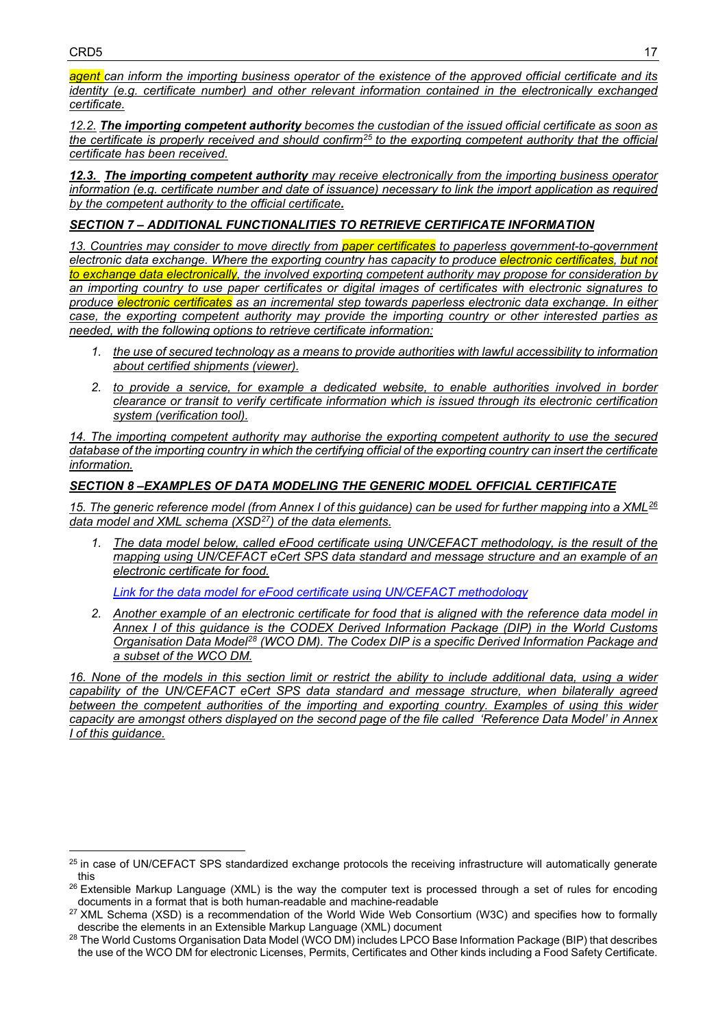*agent can inform the importing business operator of the existence of the approved official certificate and its identity (e.g. certificate number) and other relevant information contained in the electronically exchanged certificate.*

*12.2. **The importing competent authority** becomes the custodian of the issued official certificate as soon as the certificate is properly received and should confirm[25] to the exporting competent authority that the official certificate has been received.*

***12.3.** **The importing competent authority** may receive electronically from the importing business operator information (e.g. certificate number and date of issuance) necessary to link the import application as required by the competent authority to the official certificate.*

## *SECTION 7 – ADDITIONAL FUNCTIONALITIES TO RETRIEVE CERTIFICATE INFORMATION*

*13. Countries may consider to move directly from paper certificates to paperless government-to-government electronic data exchange. Where the exporting country has capacity to produce electronic certificates, but not to exchange data electronically, the involved exporting competent authority may propose for consideration by an importing country to use paper certificates or digital images of certificates with electronic signatures to produce electronic certificates as an incremental step towards paperless electronic data exchange. In either case, the exporting competent authority may provide the importing country or other interested parties as needed, with the following options to retrieve certificate information:*

1. *the use of secured technology as a means to provide authorities with lawful accessibility to information about certified shipments (viewer).*
2. *to provide a service, for example a dedicated website, to enable authorities involved in border clearance or transit to verify certificate information which is issued through its electronic certification system (verification tool).*

*14. The importing competent authority may authorise the exporting competent authority to use the secured database of the importing country in which the certifying official of the exporting country can insert the certificate information.*

## *SECTION 8 –EXAMPLES OF DATA MODELING THE GENERIC MODEL OFFICIAL CERTIFICATE*

*15. The generic reference model (from Annex I of this guidance) can be used for further mapping into a XML[26] data model and XML schema (XSD[27]) of the data elements.*

1. *The data model below, called eFood certificate using UN/CEFACT methodology, is the result of the mapping using UN/CEFACT eCert SPS data standard and message structure and an example of an electronic certificate for food.*

   *Link for the data model for eFood certificate using UN/CEFACT methodology*

2. *Another example of an electronic certificate for food that is aligned with the reference data model in Annex I of this guidance is the CODEX Derived Information Package (DIP) in the World Customs Organisation Data Model[28] (WCO DM). The Codex DIP is a specific Derived Information Package and a subset of the WCO DM.*

*16. None of the models in this section limit or restrict the ability to include additional data, using a wider capability of the UN/CEFACT eCert SPS data standard and message structure, when bilaterally agreed between the competent authorities of the importing and exporting country. Examples of using this wider capacity are amongst others displayed on the second page of the file called 'Reference Data Model' in Annex I of this guidance.*

---

[25] in case of UN/CEFACT SPS standardized exchange protocols the receiving infrastructure will automatically generate this

[26] Extensible Markup Language (XML) is the way the computer text is processed through a set of rules for encoding documents in a format that is both human-readable and machine-readable

[27] XML Schema (XSD) is a recommendation of the World Wide Web Consortium (W3C) and specifies how to formally describe the elements in an Extensible Markup Language (XML) document

[28] The World Customs Organisation Data Model (WCO DM) includes LPCO Base Information Package (BIP) that describes the use of the WCO DM for electronic Licenses, Permits, Certificates and Other kinds including a Food Safety Certificate.